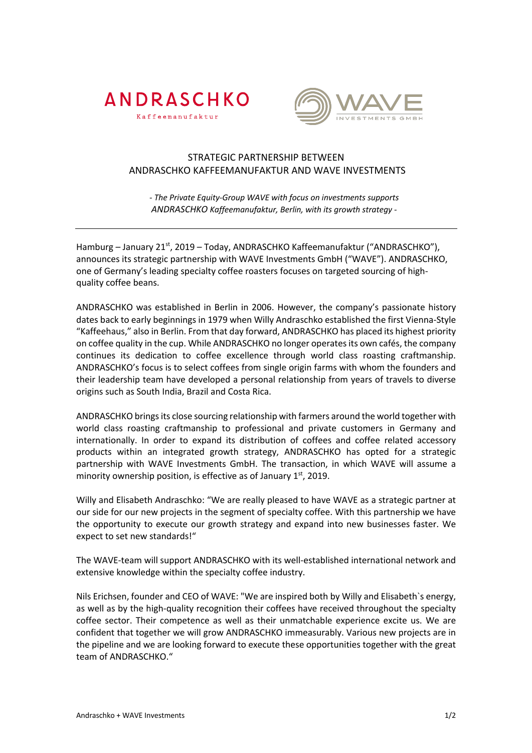ANDRASCHKO

Kaffeemanufaktur

WAVE

INVESTMENTS GMBH

# STRATEGIC PARTNERSHIP BETWEEN ANDRASCHKO KAFFEEMANUFAKTUR AND WAVE INVESTMENTS

*- The Private Equity-Group WAVE with focus on investments supports ANDRASCHKO Kaffeemanufaktur, Berlin, with its growth strategy -*

---

Hamburg – January 21st, 2019 – Today, ANDRASCHKO Kaffeemanufaktur ("ANDRASCHKO"), announces its strategic partnership with WAVE Investments GmbH ("WAVE"). ANDRASCHKO, one of Germany's leading specialty coffee roasters focuses on targeted sourcing of high-quality coffee beans.

ANDRASCHKO was established in Berlin in 2006. However, the company's passionate history dates back to early beginnings in 1979 when Willy Andraschko established the first Vienna-Style "Kaffeehaus," also in Berlin. From that day forward, ANDRASCHKO has placed its highest priority on coffee quality in the cup. While ANDRASCHKO no longer operates its own cafés, the company continues its dedication to coffee excellence through world class roasting craftmanship. ANDRASCHKO's focus is to select coffees from single origin farms with whom the founders and their leadership team have developed a personal relationship from years of travels to diverse origins such as South India, Brazil and Costa Rica.

ANDRASCHKO brings its close sourcing relationship with farmers around the world together with world class roasting craftmanship to professional and private customers in Germany and internationally. In order to expand its distribution of coffees and coffee related accessory products within an integrated growth strategy, ANDRASCHKO has opted for a strategic partnership with WAVE Investments GmbH. The transaction, in which WAVE will assume a minority ownership position, is effective as of January 1st, 2019.

Willy and Elisabeth Andraschko: "We are really pleased to have WAVE as a strategic partner at our side for our new projects in the segment of specialty coffee. With this partnership we have the opportunity to execute our growth strategy and expand into new businesses faster. We expect to set new standards!"

The WAVE-team will support ANDRASCHKO with its well-established international network and extensive knowledge within the specialty coffee industry.

Nils Erichsen, founder and CEO of WAVE: "We are inspired both by Willy and Elisabeth`s energy, as well as by the high-quality recognition their coffees have received throughout the specialty coffee sector. Their competence as well as their unmatchable experience excite us. We are confident that together we will grow ANDRASCHKO immeasurably. Various new projects are in the pipeline and we are looking forward to execute these opportunities together with the great team of ANDRASCHKO."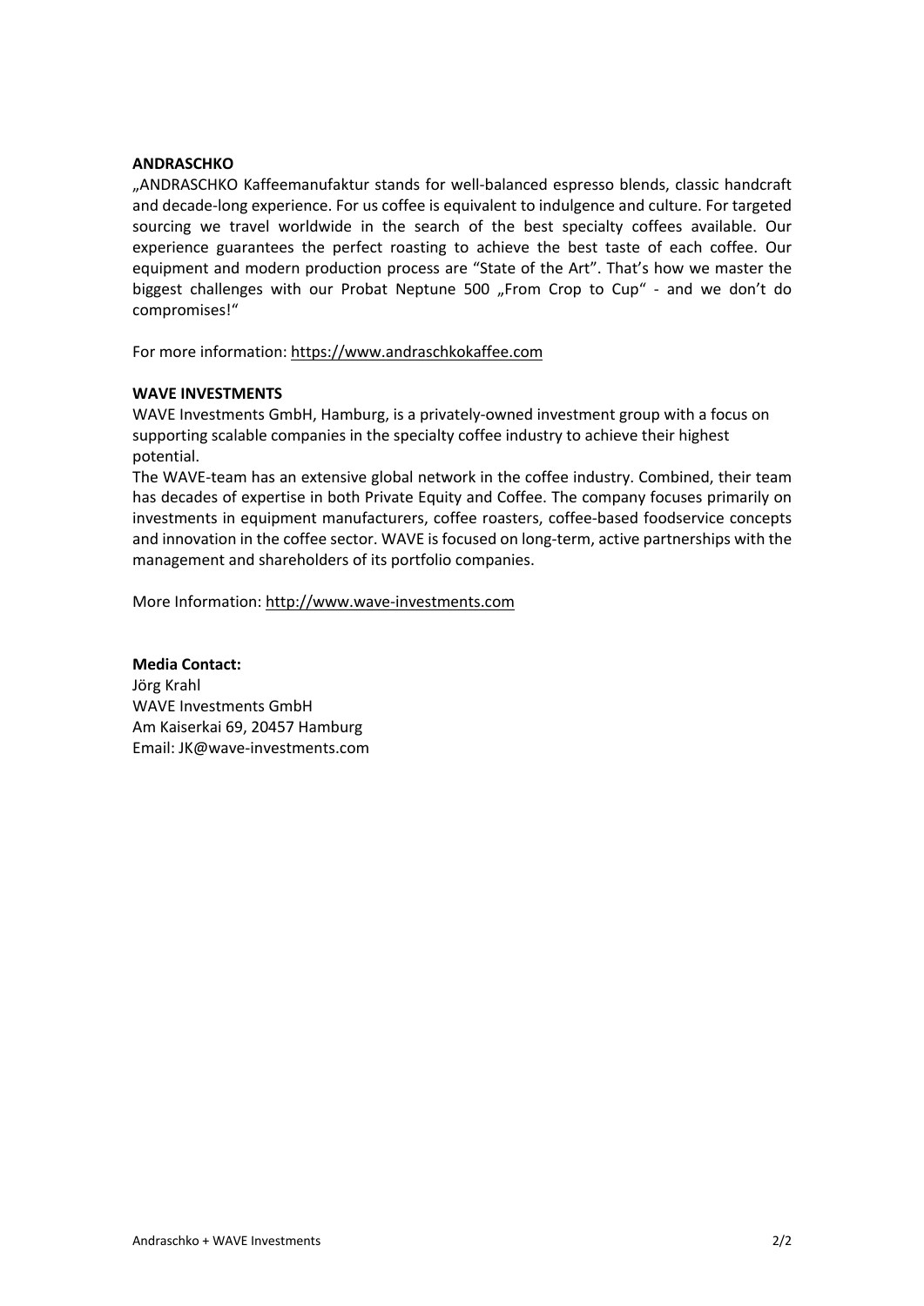**ANDRASCHKO**

„ANDRASCHKO Kaffeemanufaktur stands for well-balanced espresso blends, classic handcraft and decade-long experience. For us coffee is equivalent to indulgence and culture. For targeted sourcing we travel worldwide in the search of the best specialty coffees available. Our experience guarantees the perfect roasting to achieve the best taste of each coffee. Our equipment and modern production process are "State of the Art". That's how we master the biggest challenges with our Probat Neptune 500 „From Crop to Cup" - and we don't do compromises!"

For more information: https://www.andraschkokaffee.com

**WAVE INVESTMENTS**

WAVE Investments GmbH, Hamburg, is a privately-owned investment group with a focus on supporting scalable companies in the specialty coffee industry to achieve their highest potential.

The WAVE-team has an extensive global network in the coffee industry. Combined, their team has decades of expertise in both Private Equity and Coffee. The company focuses primarily on investments in equipment manufacturers, coffee roasters, coffee-based foodservice concepts and innovation in the coffee sector. WAVE is focused on long-term, active partnerships with the management and shareholders of its portfolio companies.

More Information: http://www.wave-investments.com

**Media Contact:**
Jörg Krahl
WAVE Investments GmbH
Am Kaiserkai 69, 20457 Hamburg
Email: JK@wave-investments.com